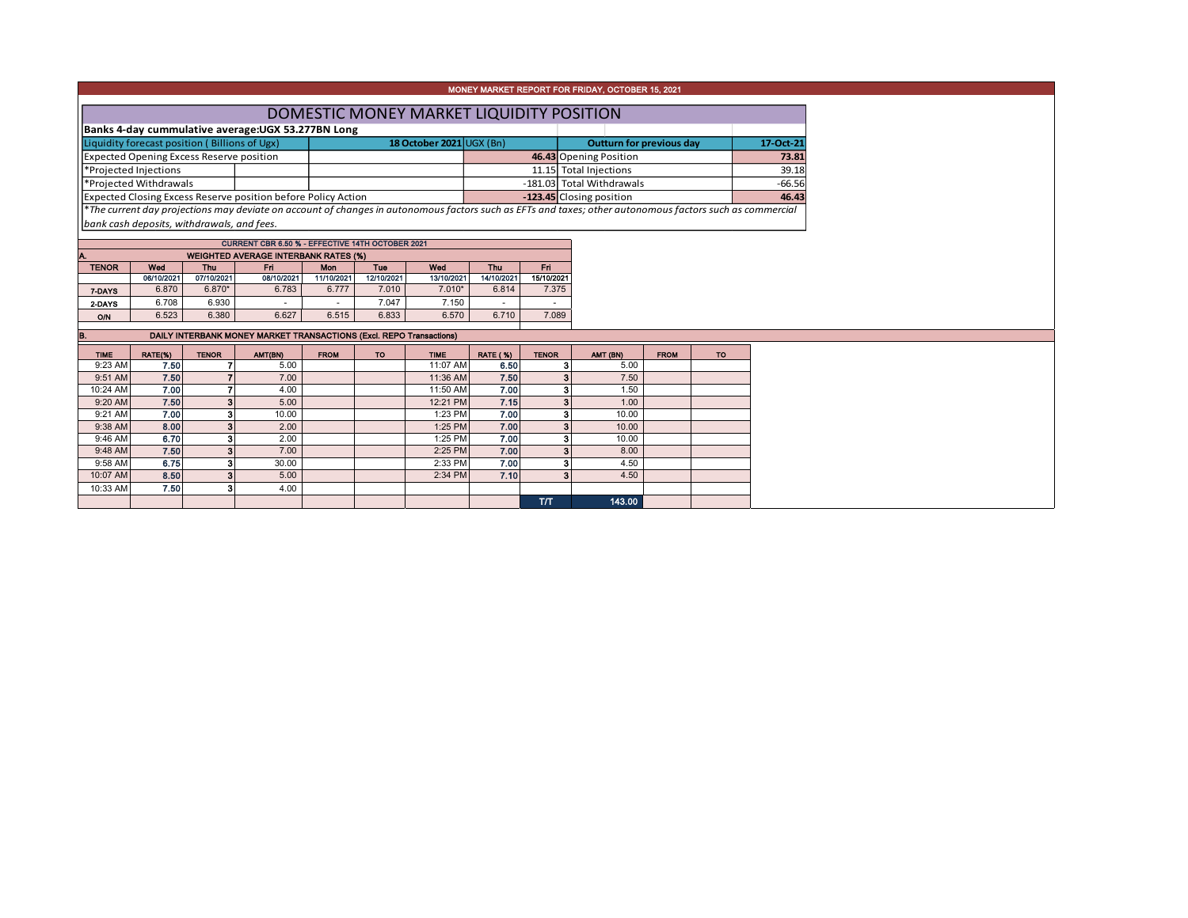MONEY MARKET REPORT FOR FRIDAY, OCTOBER 15, 2021

# DOMESTIC MONEY MARKET LIQUIDITY POSITION

**Banks 4-day cummulative average:UGX 53.277BN Long**

| Liquidity forecast position ( Billions of Ugx) | 18 October 2021 UGX (Bn) | Outturn for previous day | 17-Oct-21 |
|---|---|---|---|
| Expected Opening Excess Reserve position | 46.43 | Opening Position | 73.81 |
| *Projected Injections | 11.15 | Total Injections | 39.18 |
| *Projected Withdrawals | -181.03 | Total Withdrawals | -66.56 |
| Expected Closing Excess Reserve position before Policy Action | -123.45 | Closing position | 46.43 |

*\*The current day projections may deviate on account of changes in autonomous factors such as EFTs and taxes; other autonomous factors such as commercial bank cash deposits, withdrawals, and fees.*

CURRENT CBR 6.50 % - EFFECTIVE 14TH OCTOBER 2021

**A. WEIGHTED AVERAGE INTERBANK RATES (%)**

| TENOR | Wed 06/10/2021 | Thu 07/10/2021 | Fri 08/10/2021 | Mon 11/10/2021 | Tue 12/10/2021 | Wed 13/10/2021 | Thu 14/10/2021 | Fri 15/10/2021 |
|---|---|---|---|---|---|---|---|---|
| 7-DAYS | 6.870 | 6.870* | 6.783 | 6.777 | 7.010 | 7.010* | 6.814 | 7.375 |
| 2-DAYS | 6.708 | 6.930 | - | - | 7.047 | 7.150 | - | - |
| O/N | 6.523 | 6.380 | 6.627 | 6.515 | 6.833 | 6.570 | 6.710 | 7.089 |

**B. DAILY INTERBANK MONEY MARKET TRANSACTIONS (Excl. REPO Transactions)**

| TIME | RATE(%) | TENOR | AMT(BN) | FROM | TO | TIME | RATE (%) | TENOR | AMT (BN) | FROM | TO |
|---|---|---|---|---|---|---|---|---|---|---|---|
| 9:23 AM | 7.50 | 7 | 5.00 | | | 11:07 AM | 6.50 | 3 | 5.00 | | |
| 9:51 AM | 7.50 | 7 | 7.00 | | | 11:36 AM | 7.50 | 3 | 7.50 | | |
| 10:24 AM | 7.00 | 7 | 4.00 | | | 11:50 AM | 7.00 | 3 | 1.50 | | |
| 9:20 AM | 7.50 | 3 | 5.00 | | | 12:21 PM | 7.15 | 3 | 1.00 | | |
| 9:21 AM | 7.00 | 3 | 10.00 | | | 1:23 PM | 7.00 | 3 | 10.00 | | |
| 9:38 AM | 8.00 | 3 | 2.00 | | | 1:25 PM | 7.00 | 3 | 10.00 | | |
| 9:46 AM | 6.70 | 3 | 2.00 | | | 1:25 PM | 7.00 | 3 | 10.00 | | |
| 9:48 AM | 7.50 | 3 | 7.00 | | | 2:25 PM | 7.00 | 3 | 8.00 | | |
| 9:58 AM | 6.75 | 3 | 30.00 | | | 2:33 PM | 7.00 | 3 | 4.50 | | |
| 10:07 AM | 8.50 | 3 | 5.00 | | | 2:34 PM | 7.10 | 3 | 4.50 | | |
| 10:33 AM | 7.50 | 3 | 4.00 | | | | | | | | |
| | | | | | | | | T/T | 143.00 | | |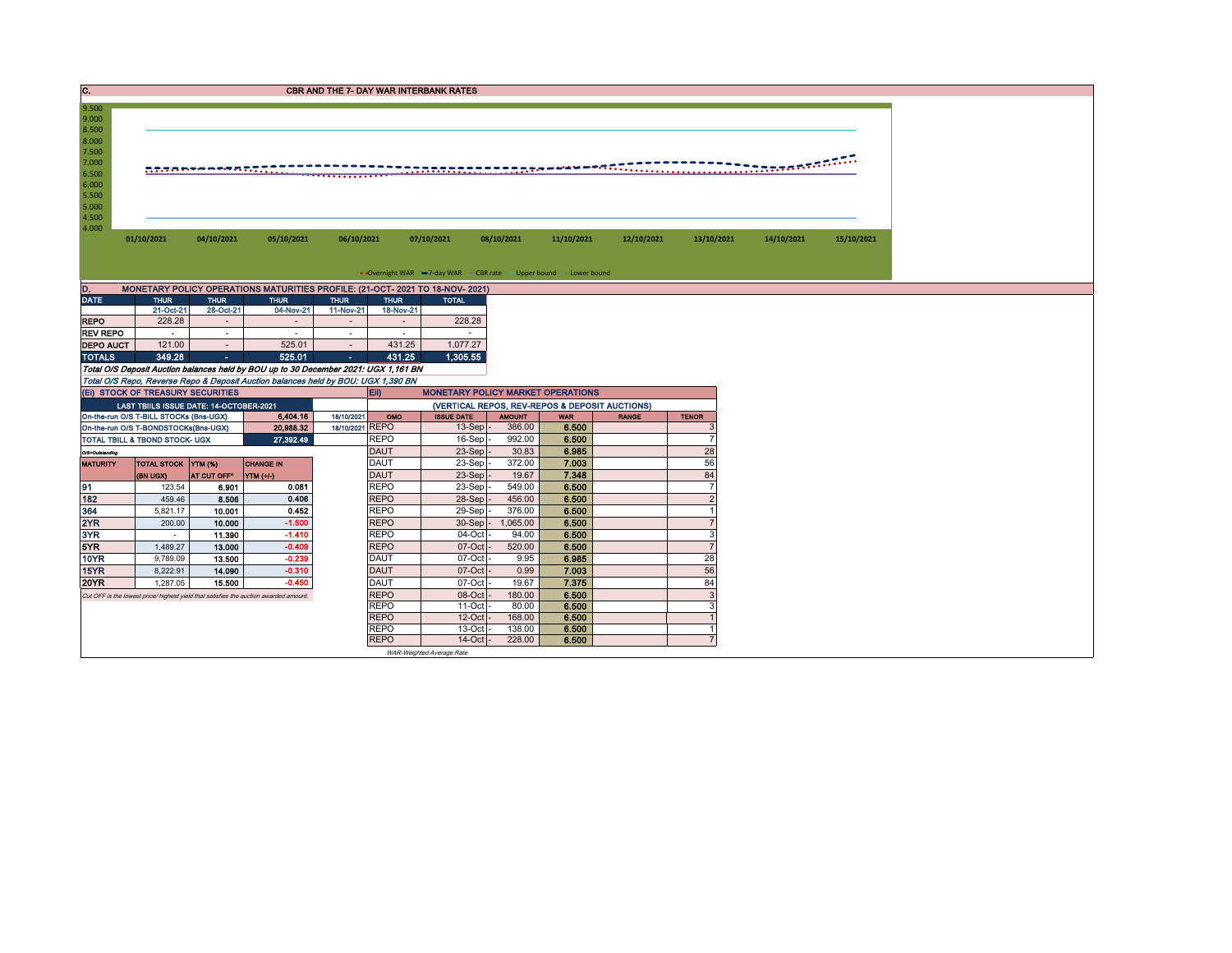## C. CBR AND THE 7- DAY WAR INTERBANK RATES

9.500
9.000
8.500
8.000
7.500
7.000
6.500
6.000
5.500
5.000
4.500
4.000

01/10/2021 04/10/2021 05/10/2021 06/10/2021 07/10/2021 08/10/2021 11/10/2021 12/10/2021 13/10/2021 14/10/2021 15/10/2021

Overnight WAR — 7-day WAR — CBR rate — Upper bound — Lower bound

## D. MONETARY POLICY OPERATIONS MATURITIES PROFILE: (21-OCT- 2021 TO 18-NOV- 2021)

| DATE | THUR | THUR | THUR | THUR | THUR | TOTAL |
|---|---|---|---|---|---|---|
| | 21-Oct-21 | 28-Oct-21 | 04-Nov-21 | 11-Nov-21 | 18-Nov-21 | |
| REPO | 228.28 | - | - | - | - | 228.28 |
| REV REPO | - | - | - | - | - | - |
| DEPO AUCT | 121.00 | - | 525.01 | - | 431.25 | 1,077.27 |
| TOTALS | 349.28 | - | 525.01 | - | 431.25 | 1,305.55 |

*Total O/S Deposit Auction balances held by BOU up to 30 December 2021: UGX 1,161 BN*

*Total O/S Repo, Reverse Repo & Deposit Auction balances held by BOU: UGX 1,390 BN*

## (Ei) STOCK OF TREASURY SECURITIES

| LAST TBIILS ISSUE DATE: 14-OCTOBER-2021 | | |
|---|---|---|
| On-the-run O/S T-BILL STOCKs (Bns-UGX) | 6,404.16 | 18/10/2021 |
| On-the-run O/S T-BONDSTOCKs(Bns-UGX) | 20,988.32 | 18/10/2021 |
| TOTAL TBILL & TBOND STOCK- UGX | 27,392.49 | |

O/S=Outstanding

| MATURITY | TOTAL STOCK (BN UGX) | YTM (%) AT CUT OFF* | CHANGE IN YTM (+/-) |
|---|---|---|---|
| 91 | 123.54 | 6.901 | 0.081 |
| 182 | 459.46 | 8.506 | 0.406 |
| 364 | 5,821.17 | 10.001 | 0.452 |
| 2YR | 200.00 | 10.000 | -1.500 |
| 3YR | - | 11.390 | -1.410 |
| 5YR | 1,489.27 | 13.000 | -0.409 |
| 10YR | 9,789.09 | 13.500 | -0.239 |
| 15YR | 8,222.91 | 14.090 | -0.310 |
| 20YR | 1,287.05 | 15.500 | -0.450 |

*Cut OFF is the lowest price/ highest yield that satisfies the auction awarded amount.*

## Eii) MONETARY POLICY MARKET OPERATIONS

(VERTICAL REPOS, REV-REPOS & DEPOSIT AUCTIONS)

| OMO | ISSUE DATE | AMOUNT | WAR | RANGE | TENOR |
|---|---|---|---|---|---|
| REPO | 13-Sep - | 386.00 | 6.500 | | 3 |
| REPO | 16-Sep - | 992.00 | 6.500 | | 7 |
| DAUT | 23-Sep - | 30.83 | 6.985 | | 28 |
| DAUT | 23-Sep - | 372.00 | 7.003 | | 56 |
| DAUT | 23-Sep - | 19.67 | 7.348 | | 84 |
| REPO | 23-Sep - | 549.00 | 6.500 | | 7 |
| REPO | 28-Sep - | 456.00 | 6.500 | | 2 |
| REPO | 29-Sep - | 376.00 | 6.500 | | 1 |
| REPO | 30-Sep - | 1,065.00 | 6.500 | | 7 |
| REPO | 04-Oct - | 94.00 | 6.500 | | 3 |
| REPO | 07-Oct - | 520.00 | 6.500 | | 7 |
| DAUT | 07-Oct - | 9.95 | 6.985 | | 28 |
| DAUT | 07-Oct - | 0.99 | 7.003 | | 56 |
| DAUT | 07-Oct - | 19.67 | 7.375 | | 84 |
| REPO | 08-Oct - | 180.00 | 6.500 | | 3 |
| REPO | 11-Oct - | 80.00 | 6.500 | | 3 |
| REPO | 12-Oct - | 168.00 | 6.500 | | 1 |
| REPO | 13-Oct - | 138.00 | 6.500 | | 1 |
| REPO | 14-Oct - | 228.00 | 6.500 | | 7 |

*WAR-Weighted Average Rate*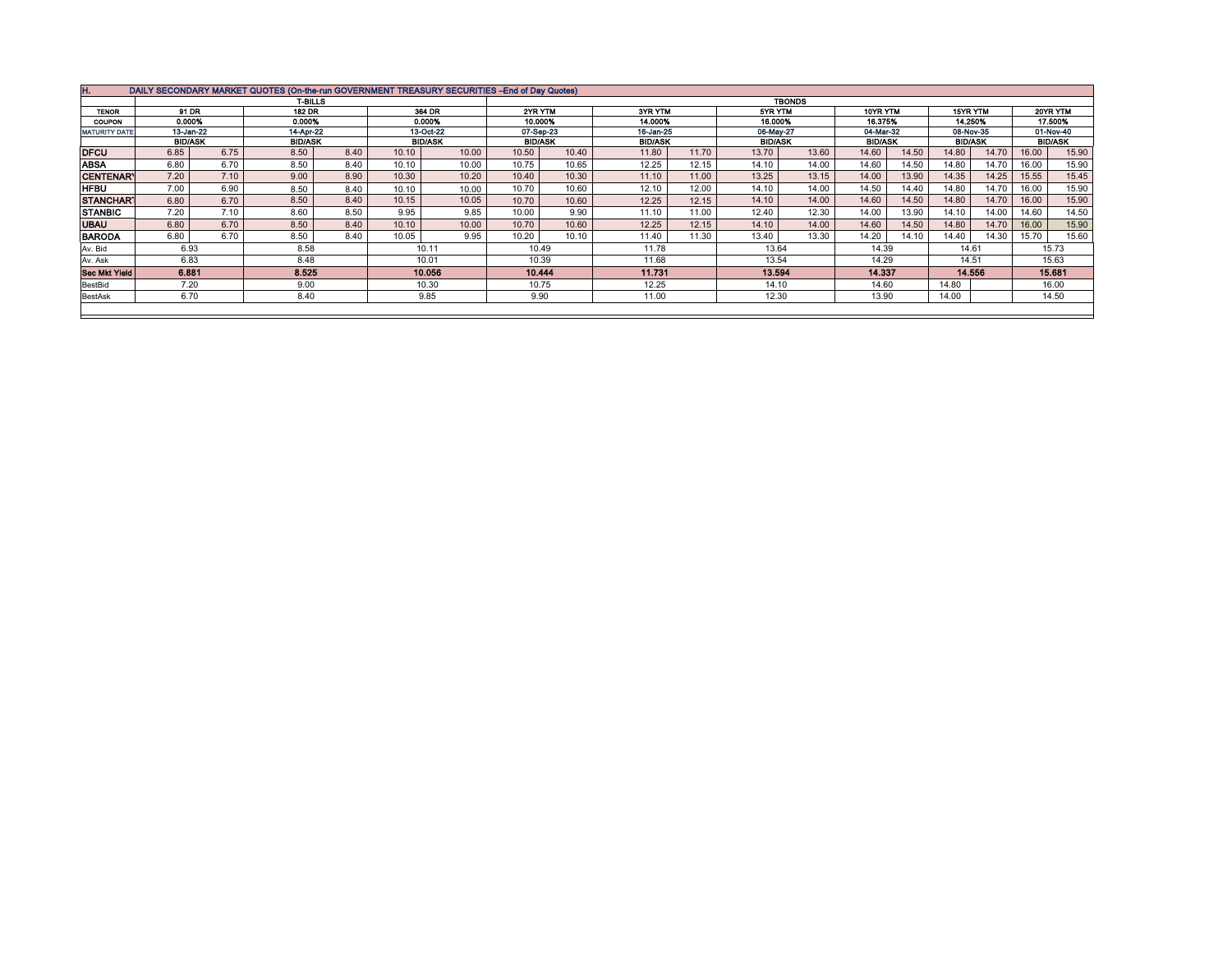| H. | DAILY SECONDARY MARKET QUOTES (On-the-run GOVERNMENT TREASURY SECURITIES –End of Day Quotes) | | | | | | | | | | | | | | | | | |
|---|---|---|---|---|---|---|---|---|---|---|---|---|---|---|---|---|---|---|
| | T-BILLS | | | | | | TBONDS | | | | | | | | | | | |
| TENOR | 91 DR | | 182 DR | | 364 DR | | 2YR YTM | | 3YR YTM | | 5YR YTM | | 10YR YTM | | 15YR YTM | | 20YR YTM | |
| COUPON | 0.000% | | 0.000% | | 0.000% | | 10.000% | | 14.000% | | 16.000% | | 16.375% | | 14.250% | | 17.500% | |
| MATURITY DATE | 13-Jan-22 | | 14-Apr-22 | | 13-Oct-22 | | 07-Sep-23 | | 16-Jan-25 | | 06-May-27 | | 04-Mar-32 | | 08-Nov-35 | | 01-Nov-40 | |
| | BID/ASK | | BID/ASK | | BID/ASK | | BID/ASK | | BID/ASK | | BID/ASK | | BID/ASK | | BID/ASK | | BID/ASK | |
| DFCU | 6.85 | 6.75 | 8.50 | 8.40 | 10.10 | 10.00 | 10.50 | 10.40 | 11.80 | 11.70 | 13.70 | 13.60 | 14.60 | 14.50 | 14.80 | 14.70 | 16.00 | 15.90 |
| ABSA | 6.80 | 6.70 | 8.50 | 8.40 | 10.10 | 10.00 | 10.75 | 10.65 | 12.25 | 12.15 | 14.10 | 14.00 | 14.60 | 14.50 | 14.80 | 14.70 | 16.00 | 15.90 |
| CENTENARY | 7.20 | 7.10 | 9.00 | 8.90 | 10.30 | 10.20 | 10.40 | 10.30 | 11.10 | 11.00 | 13.25 | 13.15 | 14.00 | 13.90 | 14.35 | 14.25 | 15.55 | 15.45 |
| HFBU | 7.00 | 6.90 | 8.50 | 8.40 | 10.10 | 10.00 | 10.70 | 10.60 | 12.10 | 12.00 | 14.10 | 14.00 | 14.50 | 14.40 | 14.80 | 14.70 | 16.00 | 15.90 |
| STANCHART | 6.80 | 6.70 | 8.50 | 8.40 | 10.15 | 10.05 | 10.70 | 10.60 | 12.25 | 12.15 | 14.10 | 14.00 | 14.60 | 14.50 | 14.80 | 14.70 | 16.00 | 15.90 |
| STANBIC | 7.20 | 7.10 | 8.60 | 8.50 | 9.95 | 9.85 | 10.00 | 9.90 | 11.10 | 11.00 | 12.40 | 12.30 | 14.00 | 13.90 | 14.10 | 14.00 | 14.60 | 14.50 |
| UBAU | 6.80 | 6.70 | 8.50 | 8.40 | 10.10 | 10.00 | 10.70 | 10.60 | 12.25 | 12.15 | 14.10 | 14.00 | 14.60 | 14.50 | 14.80 | 14.70 | 16.00 | 15.90 |
| BARODA | 6.80 | 6.70 | 8.50 | 8.40 | 10.05 | 9.95 | 10.20 | 10.10 | 11.40 | 11.30 | 13.40 | 13.30 | 14.20 | 14.10 | 14.40 | 14.30 | 15.70 | 15.60 |
| Av. Bid | 6.93 | | 8.58 | | 10.11 | | 10.49 | | 11.78 | | 13.64 | | 14.39 | | 14.61 | | 15.73 | |
| Av. Ask | 6.83 | | 8.48 | | 10.01 | | 10.39 | | 11.68 | | 13.54 | | 14.29 | | 14.51 | | 15.63 | |
| Sec Mkt Yield | 6.881 | | 8.525 | | 10.056 | | 10.444 | | 11.731 | | 13.594 | | 14.337 | | 14.556 | | 15.681 | |
| BestBid | 7.20 | | 9.00 | | 10.30 | | 10.75 | | 12.25 | | 14.10 | | 14.60 | | 14.80 | | 16.00 | |
| BestAsk | 6.70 | | 8.40 | | 9.85 | | 9.90 | | 11.00 | | 12.30 | | 13.90 | | 14.00 | | 14.50 | |